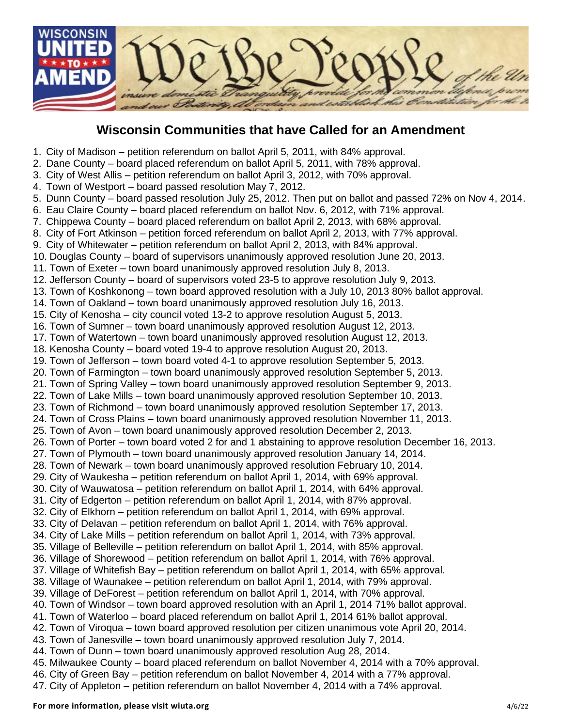# Wisconsin Communities that have Called for an Amendment

1. City of Madison – petition referendum on ballot April 5, 2011, with 84% approval.
2. Dane County – board placed referendum on ballot April 5, 2011, with 78% approval.
3. City of West Allis – petition referendum on ballot April 3, 2012, with 70% approval.
4. Town of Westport – board passed resolution May 7, 2012.
5. Dunn County – board passed resolution July 25, 2012. Then put on ballot and passed 72% on Nov 4, 2014.
6. Eau Claire County – board placed referendum on ballot Nov. 6, 2012, with 71% approval.
7. Chippewa County – board placed referendum on ballot April 2, 2013, with 68% approval.
8. City of Fort Atkinson – petition forced referendum on ballot April 2, 2013, with 77% approval.
9. City of Whitewater – petition referendum on ballot April 2, 2013, with 84% approval.
10. Douglas County – board of supervisors unanimously approved resolution June 20, 2013.
11. Town of Exeter – town board unanimously approved resolution July 8, 2013.
12. Jefferson County – board of supervisors voted 23-5 to approve resolution July 9, 2013.
13. Town of Koshkonong – town board approved resolution with a July 10, 2013 80% ballot approval.
14. Town of Oakland – town board unanimously approved resolution July 16, 2013.
15. City of Kenosha – city council voted 13-2 to approve resolution August 5, 2013.
16. Town of Sumner – town board unanimously approved resolution August 12, 2013.
17. Town of Watertown – town board unanimously approved resolution August 12, 2013.
18. Kenosha County – board voted 19-4 to approve resolution August 20, 2013.
19. Town of Jefferson – town board voted 4-1 to approve resolution September 5, 2013.
20. Town of Farmington – town board unanimously approved resolution September 5, 2013.
21. Town of Spring Valley – town board unanimously approved resolution September 9, 2013.
22. Town of Lake Mills – town board unanimously approved resolution September 10, 2013.
23. Town of Richmond – town board unanimously approved resolution September 17, 2013.
24. Town of Cross Plains – town board unanimously approved resolution November 11, 2013.
25. Town of Avon – town board unanimously approved resolution December 2, 2013.
26. Town of Porter – town board voted 2 for and 1 abstaining to approve resolution December 16, 2013.
27. Town of Plymouth – town board unanimously approved resolution January 14, 2014.
28. Town of Newark – town board unanimously approved resolution February 10, 2014.
29. City of Waukesha – petition referendum on ballot April 1, 2014, with 69% approval.
30. City of Wauwatosa – petition referendum on ballot April 1, 2014, with 64% approval.
31. City of Edgerton – petition referendum on ballot April 1, 2014, with 87% approval.
32. City of Elkhorn – petition referendum on ballot April 1, 2014, with 69% approval.
33. City of Delavan – petition referendum on ballot April 1, 2014, with 76% approval.
34. City of Lake Mills – petition referendum on ballot April 1, 2014, with 73% approval.
35. Village of Belleville – petition referendum on ballot April 1, 2014, with 85% approval.
36. Village of Shorewood – petition referendum on ballot April 1, 2014, with 76% approval.
37. Village of Whitefish Bay – petition referendum on ballot April 1, 2014, with 65% approval.
38. Village of Waunakee – petition referendum on ballot April 1, 2014, with 79% approval.
39. Village of DeForest – petition referendum on ballot April 1, 2014, with 70% approval.
40. Town of Windsor – town board approved resolution with an April 1, 2014 71% ballot approval.
41. Town of Waterloo – board placed referendum on ballot April 1, 2014 61% ballot approval.
42. Town of Viroqua – town board approved resolution per citizen unanimous vote April 20, 2014.
43. Town of Janesville – town board unanimously approved resolution July 7, 2014.
44. Town of Dunn – town board unanimously approved resolution Aug 28, 2014.
45. Milwaukee County – board placed referendum on ballot November 4, 2014 with a 70% approval.
46. City of Green Bay – petition referendum on ballot November 4, 2014 with a 77% approval.
47. City of Appleton – petition referendum on ballot November 4, 2014 with a 74% approval.

**For more information, please visit wiuta.org**

4/6/22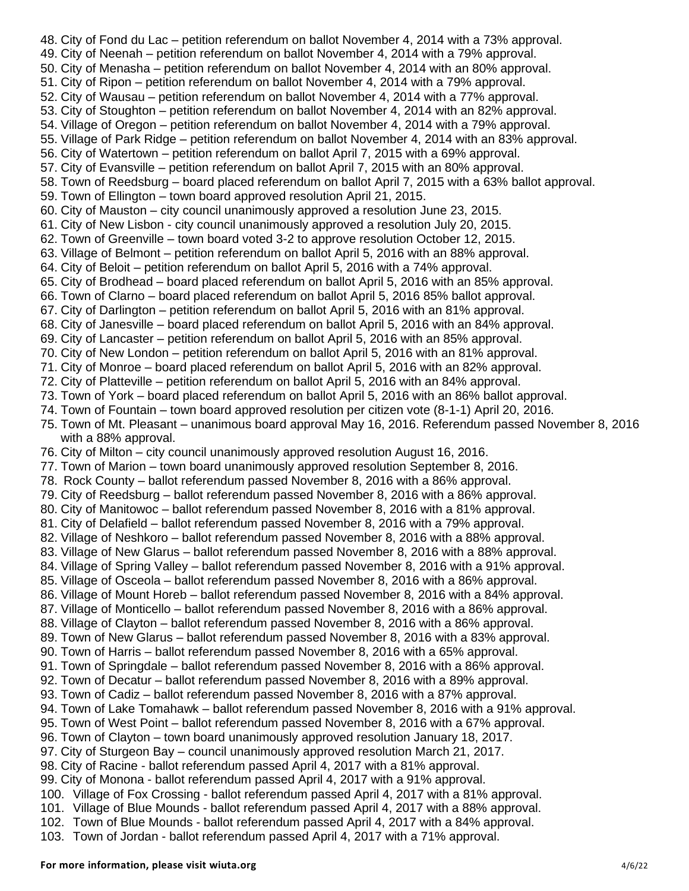48. City of Fond du Lac – petition referendum on ballot November 4, 2014 with a 73% approval.
49. City of Neenah – petition referendum on ballot November 4, 2014 with a 79% approval.
50. City of Menasha – petition referendum on ballot November 4, 2014 with an 80% approval.
51. City of Ripon – petition referendum on ballot November 4, 2014 with a 79% approval.
52. City of Wausau – petition referendum on ballot November 4, 2014 with a 77% approval.
53. City of Stoughton – petition referendum on ballot November 4, 2014 with an 82% approval.
54. Village of Oregon – petition referendum on ballot November 4, 2014 with a 79% approval.
55. Village of Park Ridge – petition referendum on ballot November 4, 2014 with an 83% approval.
56. City of Watertown – petition referendum on ballot April 7, 2015 with a 69% approval.
57. City of Evansville – petition referendum on ballot April 7, 2015 with an 80% approval.
58. Town of Reedsburg – board placed referendum on ballot April 7, 2015 with a 63% ballot approval.
59. Town of Ellington – town board approved resolution April 21, 2015.
60. City of Mauston – city council unanimously approved a resolution June 23, 2015.
61. City of New Lisbon - city council unanimously approved a resolution July 20, 2015.
62. Town of Greenville – town board voted 3-2 to approve resolution October 12, 2015.
63. Village of Belmont – petition referendum on ballot April 5, 2016 with an 88% approval.
64. City of Beloit – petition referendum on ballot April 5, 2016 with a 74% approval.
65. City of Brodhead – board placed referendum on ballot April 5, 2016 with an 85% approval.
66. Town of Clarno – board placed referendum on ballot April 5, 2016 85% ballot approval.
67. City of Darlington – petition referendum on ballot April 5, 2016 with an 81% approval.
68. City of Janesville – board placed referendum on ballot April 5, 2016 with an 84% approval.
69. City of Lancaster – petition referendum on ballot April 5, 2016 with an 85% approval.
70. City of New London – petition referendum on ballot April 5, 2016 with an 81% approval.
71. City of Monroe – board placed referendum on ballot April 5, 2016 with an 82% approval.
72. City of Platteville – petition referendum on ballot April 5, 2016 with an 84% approval.
73. Town of York – board placed referendum on ballot April 5, 2016 with an 86% ballot approval.
74. Town of Fountain – town board approved resolution per citizen vote (8-1-1) April 20, 2016.
75. Town of Mt. Pleasant – unanimous board approval May 16, 2016. Referendum passed November 8, 2016 with a 88% approval.
76. City of Milton – city council unanimously approved resolution August 16, 2016.
77. Town of Marion – town board unanimously approved resolution September 8, 2016.
78. Rock County – ballot referendum passed November 8, 2016 with a 86% approval.
79. City of Reedsburg – ballot referendum passed November 8, 2016 with a 86% approval.
80. City of Manitowoc – ballot referendum passed November 8, 2016 with a 81% approval.
81. City of Delafield – ballot referendum passed November 8, 2016 with a 79% approval.
82. Village of Neshkoro – ballot referendum passed November 8, 2016 with a 88% approval.
83. Village of New Glarus – ballot referendum passed November 8, 2016 with a 88% approval.
84. Village of Spring Valley – ballot referendum passed November 8, 2016 with a 91% approval.
85. Village of Osceola – ballot referendum passed November 8, 2016 with a 86% approval.
86. Village of Mount Horeb – ballot referendum passed November 8, 2016 with a 84% approval.
87. Village of Monticello – ballot referendum passed November 8, 2016 with a 86% approval.
88. Village of Clayton – ballot referendum passed November 8, 2016 with a 86% approval.
89. Town of New Glarus – ballot referendum passed November 8, 2016 with a 83% approval.
90. Town of Harris – ballot referendum passed November 8, 2016 with a 65% approval.
91. Town of Springdale – ballot referendum passed November 8, 2016 with a 86% approval.
92. Town of Decatur – ballot referendum passed November 8, 2016 with a 89% approval.
93. Town of Cadiz – ballot referendum passed November 8, 2016 with a 87% approval.
94. Town of Lake Tomahawk – ballot referendum passed November 8, 2016 with a 91% approval.
95. Town of West Point – ballot referendum passed November 8, 2016 with a 67% approval.
96. Town of Clayton – town board unanimously approved resolution January 18, 2017.
97. City of Sturgeon Bay – council unanimously approved resolution March 21, 2017.
98. City of Racine - ballot referendum passed April 4, 2017 with a 81% approval.
99. City of Monona - ballot referendum passed April 4, 2017 with a 91% approval.
100. Village of Fox Crossing - ballot referendum passed April 4, 2017 with a 81% approval.
101. Village of Blue Mounds - ballot referendum passed April 4, 2017 with a 88% approval.
102. Town of Blue Mounds - ballot referendum passed April 4, 2017 with a 84% approval.
103. Town of Jordan - ballot referendum passed April 4, 2017 with a 71% approval.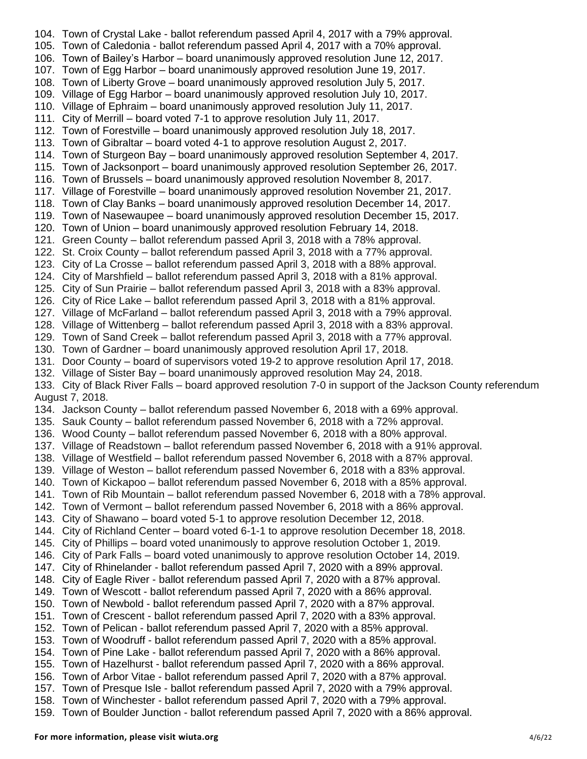104. Town of Crystal Lake - ballot referendum passed April 4, 2017 with a 79% approval.
105. Town of Caledonia - ballot referendum passed April 4, 2017 with a 70% approval.
106. Town of Bailey's Harbor – board unanimously approved resolution June 12, 2017.
107. Town of Egg Harbor – board unanimously approved resolution June 19, 2017.
108. Town of Liberty Grove – board unanimously approved resolution July 5, 2017.
109. Village of Egg Harbor – board unanimously approved resolution July 10, 2017.
110. Village of Ephraim – board unanimously approved resolution July 11, 2017.
111. City of Merrill – board voted 7-1 to approve resolution July 11, 2017.
112. Town of Forestville – board unanimously approved resolution July 18, 2017.
113. Town of Gibraltar – board voted 4-1 to approve resolution August 2, 2017.
114. Town of Sturgeon Bay – board unanimously approved resolution September 4, 2017.
115. Town of Jacksonport – board unanimously approved resolution September 26, 2017.
116. Town of Brussels – board unanimously approved resolution November 8, 2017.
117. Village of Forestville – board unanimously approved resolution November 21, 2017.
118. Town of Clay Banks – board unanimously approved resolution December 14, 2017.
119. Town of Nasewaupee – board unanimously approved resolution December 15, 2017.
120. Town of Union – board unanimously approved resolution February 14, 2018.
121. Green County – ballot referendum passed April 3, 2018 with a 78% approval.
122. St. Croix County – ballot referendum passed April 3, 2018 with a 77% approval.
123. City of La Crosse – ballot referendum passed April 3, 2018 with a 88% approval.
124. City of Marshfield – ballot referendum passed April 3, 2018 with a 81% approval.
125. City of Sun Prairie – ballot referendum passed April 3, 2018 with a 83% approval.
126. City of Rice Lake – ballot referendum passed April 3, 2018 with a 81% approval.
127. Village of McFarland – ballot referendum passed April 3, 2018 with a 79% approval.
128. Village of Wittenberg – ballot referendum passed April 3, 2018 with a 83% approval.
129. Town of Sand Creek – ballot referendum passed April 3, 2018 with a 77% approval.
130. Town of Gardner – board unanimously approved resolution April 17, 2018.
131. Door County – board of supervisors voted 19-2 to approve resolution April 17, 2018.
132. Village of Sister Bay – board unanimously approved resolution May 24, 2018.
133. City of Black River Falls – board approved resolution 7-0 in support of the Jackson County referendum August 7, 2018.
134. Jackson County – ballot referendum passed November 6, 2018 with a 69% approval.
135. Sauk County – ballot referendum passed November 6, 2018 with a 72% approval.
136. Wood County – ballot referendum passed November 6, 2018 with a 80% approval.
137. Village of Readstown – ballot referendum passed November 6, 2018 with a 91% approval.
138. Village of Westfield – ballot referendum passed November 6, 2018 with a 87% approval.
139. Village of Weston – ballot referendum passed November 6, 2018 with a 83% approval.
140. Town of Kickapoo – ballot referendum passed November 6, 2018 with a 85% approval.
141. Town of Rib Mountain – ballot referendum passed November 6, 2018 with a 78% approval.
142. Town of Vermont – ballot referendum passed November 6, 2018 with a 86% approval.
143. City of Shawano – board voted 5-1 to approve resolution December 12, 2018.
144. City of Richland Center – board voted 6-1-1 to approve resolution December 18, 2018.
145. City of Phillips – board voted unanimously to approve resolution October 1, 2019.
146. City of Park Falls – board voted unanimously to approve resolution October 14, 2019.
147. City of Rhinelander - ballot referendum passed April 7, 2020 with a 89% approval.
148. City of Eagle River - ballot referendum passed April 7, 2020 with a 87% approval.
149. Town of Wescott - ballot referendum passed April 7, 2020 with a 86% approval.
150. Town of Newbold - ballot referendum passed April 7, 2020 with a 87% approval.
151. Town of Crescent - ballot referendum passed April 7, 2020 with a 83% approval.
152. Town of Pelican - ballot referendum passed April 7, 2020 with a 85% approval.
153. Town of Woodruff - ballot referendum passed April 7, 2020 with a 85% approval.
154. Town of Pine Lake - ballot referendum passed April 7, 2020 with a 86% approval.
155. Town of Hazelhurst - ballot referendum passed April 7, 2020 with a 86% approval.
156. Town of Arbor Vitae - ballot referendum passed April 7, 2020 with a 87% approval.
157. Town of Presque Isle - ballot referendum passed April 7, 2020 with a 79% approval.
158. Town of Winchester - ballot referendum passed April 7, 2020 with a 79% approval.
159. Town of Boulder Junction - ballot referendum passed April 7, 2020 with a 86% approval.

**For more information, please visit wiuta.org** 4/6/22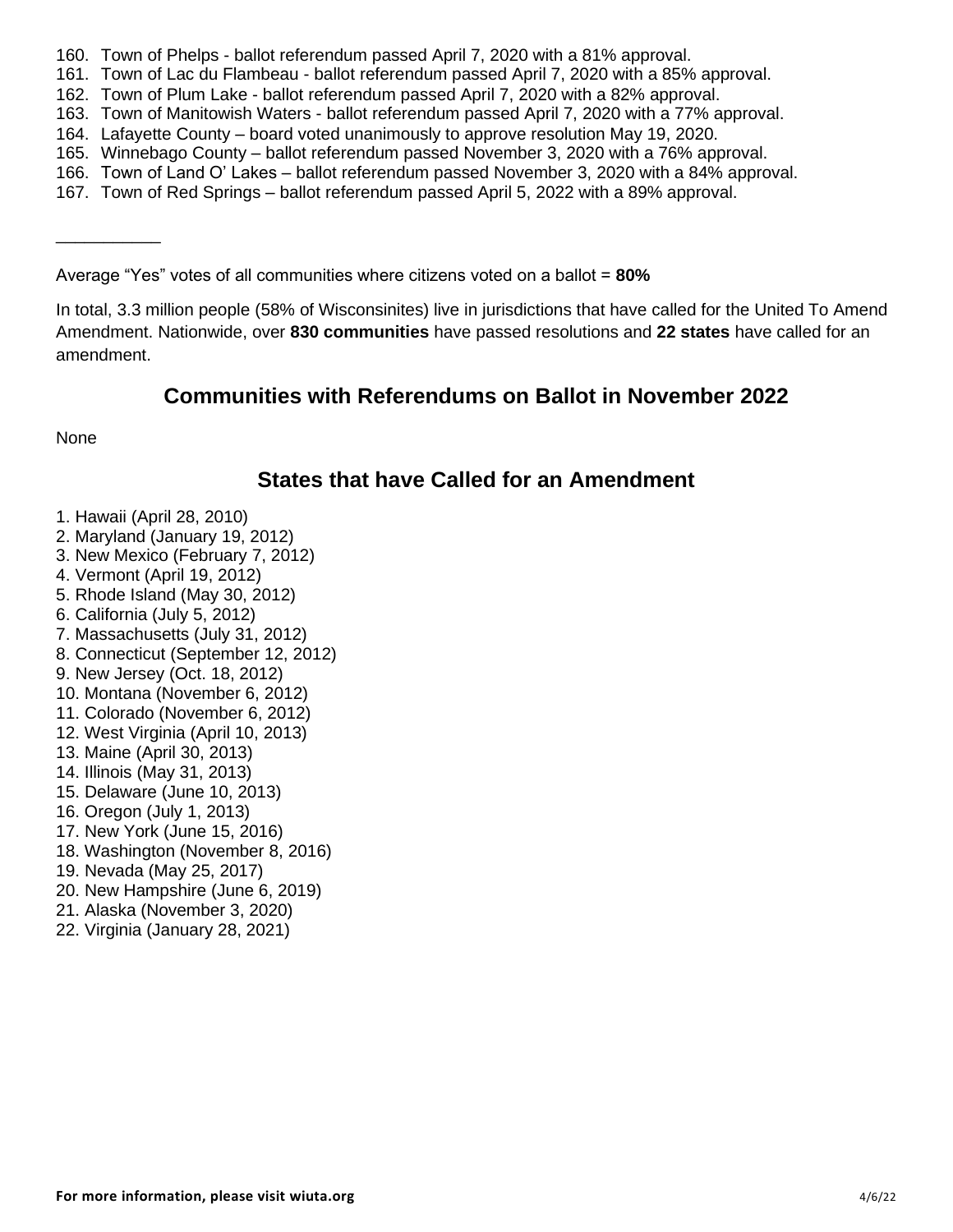160. Town of Phelps - ballot referendum passed April 7, 2020 with a 81% approval.
161. Town of Lac du Flambeau - ballot referendum passed April 7, 2020 with a 85% approval.
162. Town of Plum Lake - ballot referendum passed April 7, 2020 with a 82% approval.
163. Town of Manitowish Waters - ballot referendum passed April 7, 2020 with a 77% approval.
164. Lafayette County – board voted unanimously to approve resolution May 19, 2020.
165. Winnebago County – ballot referendum passed November 3, 2020 with a 76% approval.
166. Town of Land O' Lakes – ballot referendum passed November 3, 2020 with a 84% approval.
167. Town of Red Springs – ballot referendum passed April 5, 2022 with a 89% approval.

___________

Average "Yes" votes of all communities where citizens voted on a ballot = **80%**

In total, 3.3 million people (58% of Wisconsinites) live in jurisdictions that have called for the United To Amend Amendment. Nationwide, over **830 communities** have passed resolutions and **22 states** have called for an amendment.

## Communities with Referendums on Ballot in November 2022

None

## States that have Called for an Amendment

1. Hawaii (April 28, 2010)
2. Maryland (January 19, 2012)
3. New Mexico (February 7, 2012)
4. Vermont (April 19, 2012)
5. Rhode Island (May 30, 2012)
6. California (July 5, 2012)
7. Massachusetts (July 31, 2012)
8. Connecticut (September 12, 2012)
9. New Jersey (Oct. 18, 2012)
10. Montana (November 6, 2012)
11. Colorado (November 6, 2012)
12. West Virginia (April 10, 2013)
13. Maine (April 30, 2013)
14. Illinois (May 31, 2013)
15. Delaware (June 10, 2013)
16. Oregon (July 1, 2013)
17. New York (June 15, 2016)
18. Washington (November 8, 2016)
19. Nevada (May 25, 2017)
20. New Hampshire (June 6, 2019)
21. Alaska (November 3, 2020)
22. Virginia (January 28, 2021)